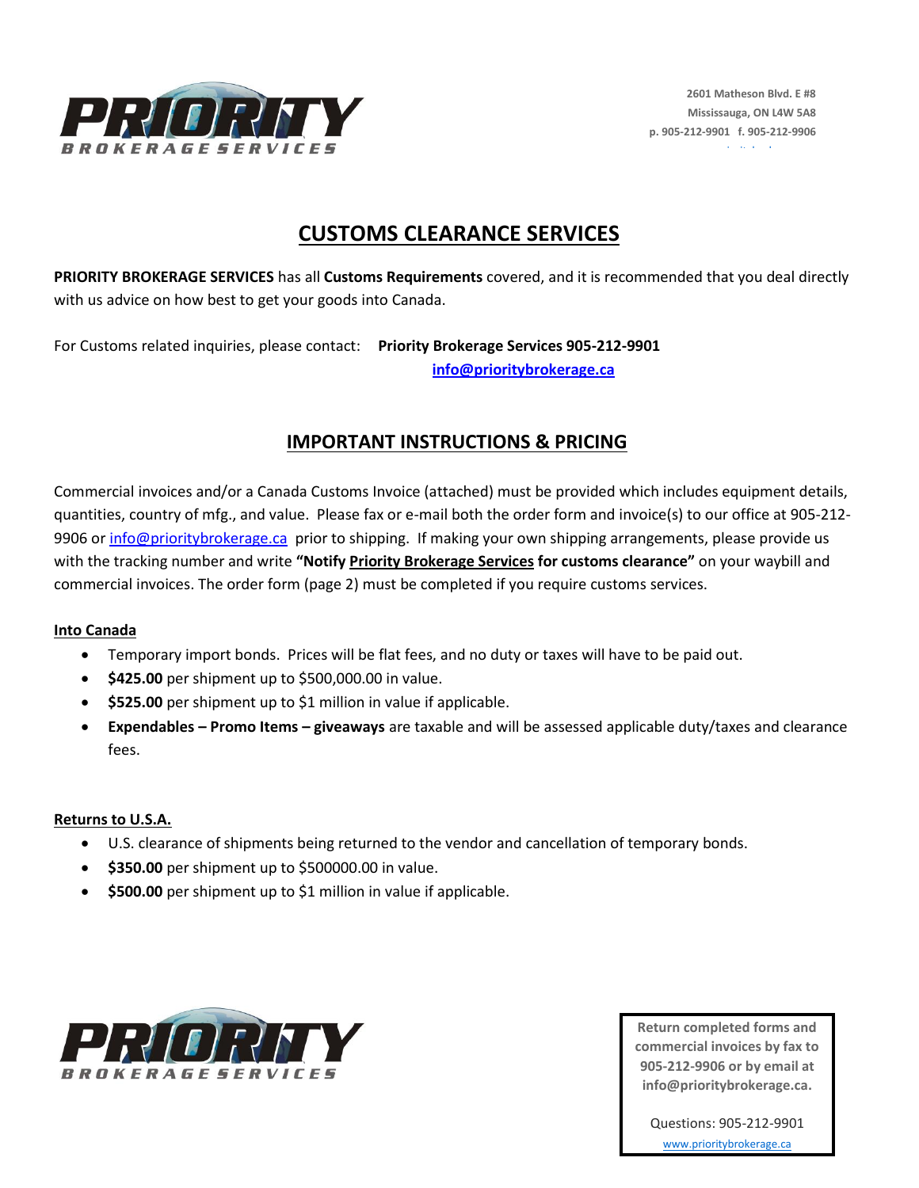2601 Matheson Blvd. E #8
Mississauga, ON L4W 5A8
p. 905-212-9901 f. 905-212-9906

# CUSTOMS CLEARANCE SERVICES

**PRIORITY BROKERAGE SERVICES** has all **Customs Requirements** covered, and it is recommended that you deal directly with us advice on how best to get your goods into Canada.

For Customs related inquiries, please contact: **Priority Brokerage Services 905-212-9901**
**info@prioritybrokerage.ca**

## IMPORTANT INSTRUCTIONS & PRICING

Commercial invoices and/or a Canada Customs Invoice (attached) must be provided which includes equipment details, quantities, country of mfg., and value. Please fax or e-mail both the order form and invoice(s) to our office at 905-212-9906 or info@prioritybrokerage.ca prior to shipping. If making your own shipping arrangements, please provide us with the tracking number and write **"Notify Priority Brokerage Services for customs clearance"** on your waybill and commercial invoices. The order form (page 2) must be completed if you require customs services.

**Into Canada**

- Temporary import bonds. Prices will be flat fees, and no duty or taxes will have to be paid out.
- **$425.00** per shipment up to $500,000.00 in value.
- **$525.00** per shipment up to $1 million in value if applicable.
- **Expendables – Promo Items – giveaways** are taxable and will be assessed applicable duty/taxes and clearance fees.

**Returns to U.S.A.**

- U.S. clearance of shipments being returned to the vendor and cancellation of temporary bonds.
- **$350.00** per shipment up to $500000.00 in value.
- **$500.00** per shipment up to $1 million in value if applicable.

**Return completed forms and commercial invoices by fax to 905-212-9906 or by email at info@prioritybrokerage.ca.**

Questions: 905-212-9901
www.prioritybrokerage.ca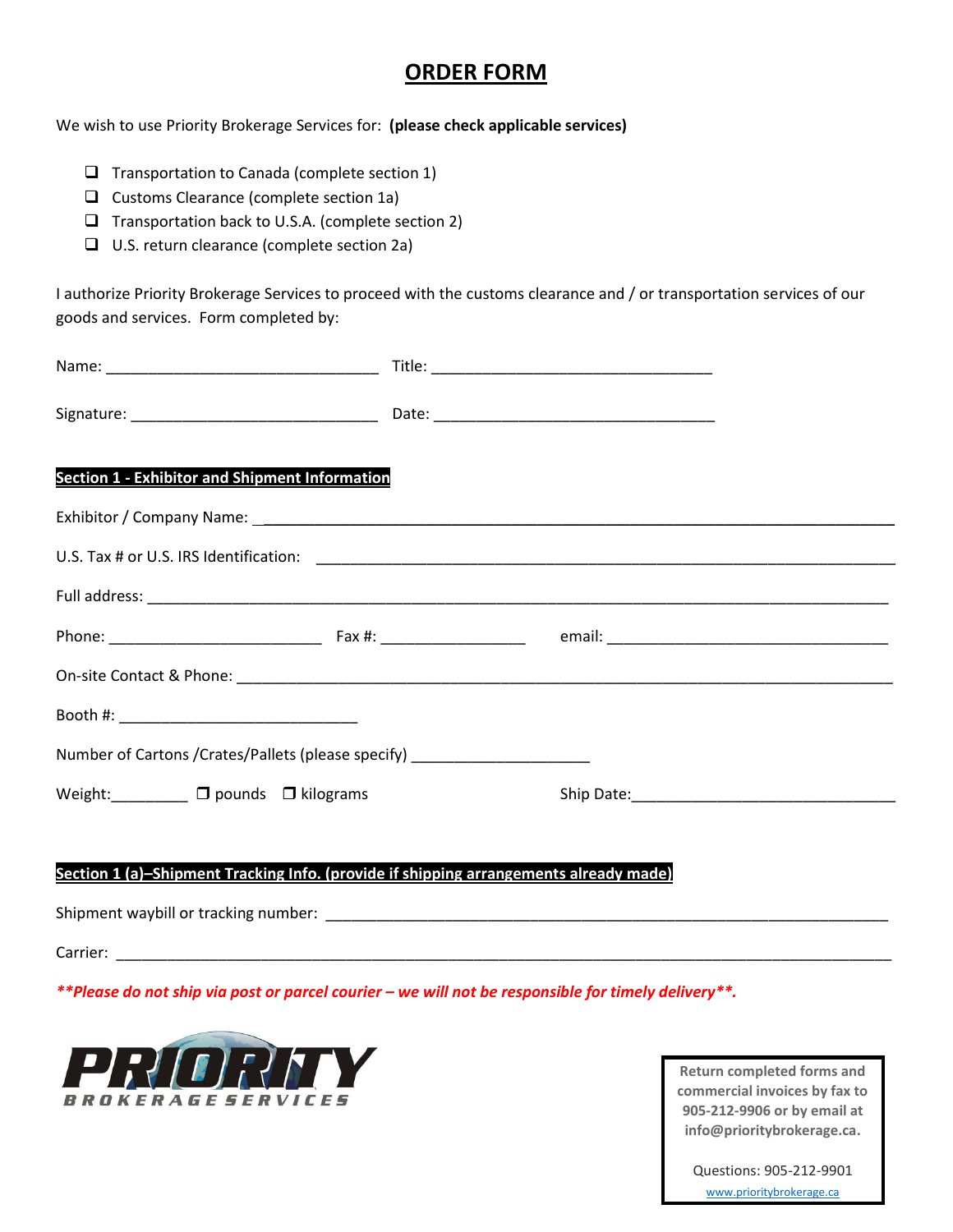# ORDER FORM

We wish to use Priority Brokerage Services for: **(please check applicable services)**

- ☐ Transportation to Canada (complete section 1)
- ☐ Customs Clearance (complete section 1a)
- ☐ Transportation back to U.S.A. (complete section 2)
- ☐ U.S. return clearance (complete section 2a)

I authorize Priority Brokerage Services to proceed with the customs clearance and / or transportation services of our goods and services. Form completed by:

Name: ________________________________ Title: ________________________________

Signature: ____________________________ Date: ________________________________

**Section 1 - Exhibitor and Shipment Information**

Exhibitor / Company Name: ____________________________________________________________

U.S. Tax # or U.S. IRS Identification: ____________________________________________________

Full address: __________________________________________________________________________

Phone: ________________________ Fax #: ________________ email: ________________________________

On-site Contact & Phone: _____________________________________________________________

Booth #: ____________________________

Number of Cartons /Crates/Pallets (please specify) _____________________

Weight:_________ ☐ pounds ☐ kilograms Ship Date:______________________________

**Section 1 (a)–Shipment Tracking Info. (provide if shipping arrangements already made)**

Shipment waybill or tracking number: _______________________________________________________

Carrier: ______________________________________________________________________________

***Please do not ship via post or parcel courier – we will not be responsible for timely delivery**.*

PRIORITY BROKERAGE SERVICES

**Return completed forms and commercial invoices by fax to 905-212-9906 or by email at info@prioritybrokerage.ca.**

Questions: 905-212-9901

www.prioritybrokerage.ca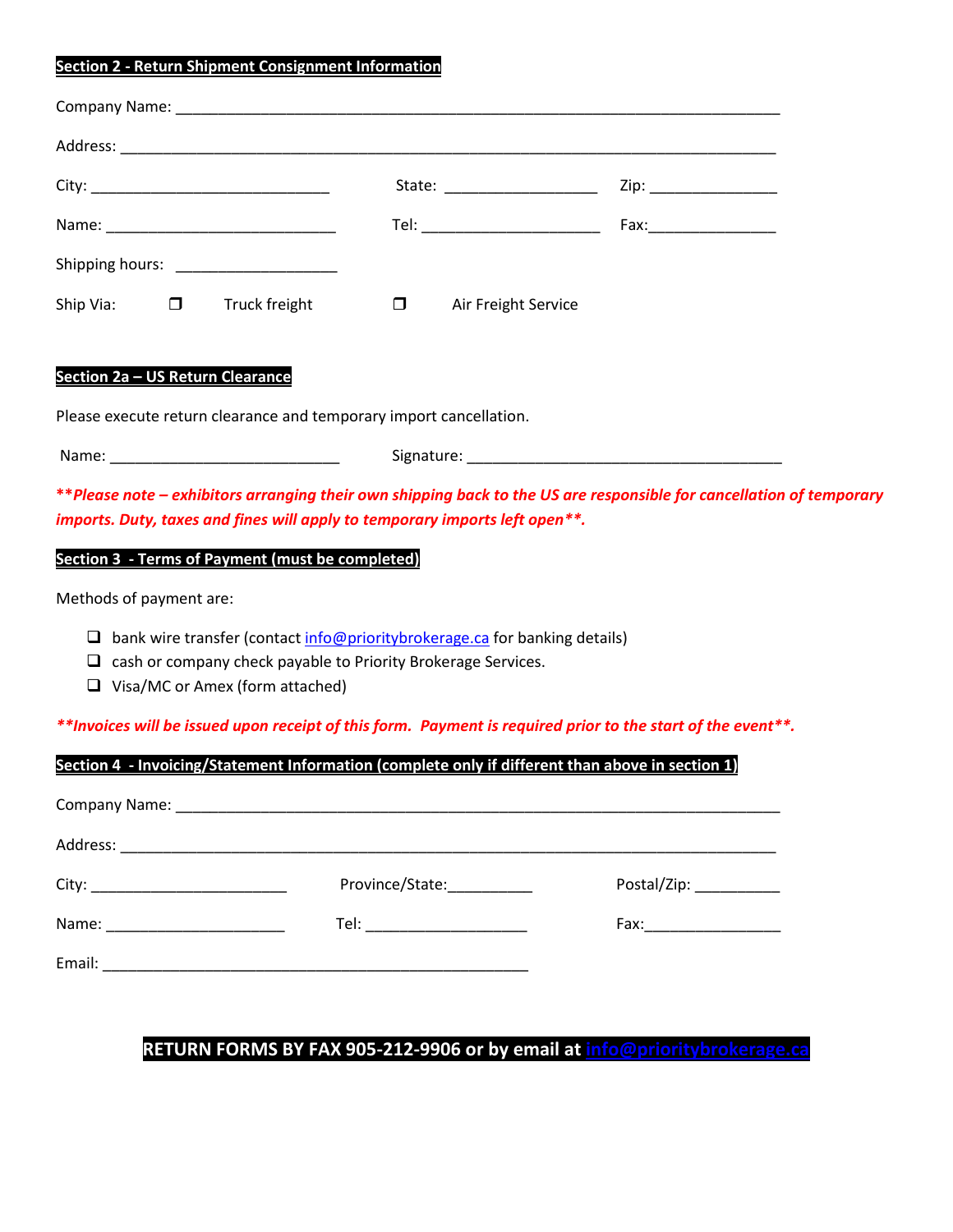**Section 2 - Return Shipment Consignment Information**

Company Name: ___________________________________________________________________________

Address: ______________________________________________________________________________

City: ______________________________ State: ___________________ Zip: ________________

Name: _____________________________ Tel: ______________________ Fax:________________

Shipping hours: ____________________

Ship Via: ☐ Truck freight ☐ Air Freight Service

**Section 2a – US Return Clearance**

Please execute return clearance and temporary import cancellation.

Name: ____________________________ Signature: _______________________________________

***\*\*Please note – exhibitors arranging their own shipping back to the US are responsible for cancellation of temporary imports. Duty, taxes and fines will apply to temporary imports left open\*\*.***

**Section 3 - Terms of Payment (must be completed)**

Methods of payment are:

- ☐ bank wire transfer (contact info@prioritybrokerage.ca for banking details)
- ☐ cash or company check payable to Priority Brokerage Services.
- ☐ Visa/MC or Amex (form attached)

***\*\*Invoices will be issued upon receipt of this form. Payment is required prior to the start of the event\*\*.***

**Section 4 - Invoicing/Statement Information (complete only if different than above in section 1)**

Company Name: ___________________________________________________________________________

Address: ______________________________________________________________________________

City: ________________________ Province/State:__________ Postal/Zip: __________

Name: ______________________ Tel: ____________________ Fax:________________

Email: _____________________________________________________

**RETURN FORMS BY FAX 905-212-9906 or by email at info@prioritybrokerage.ca**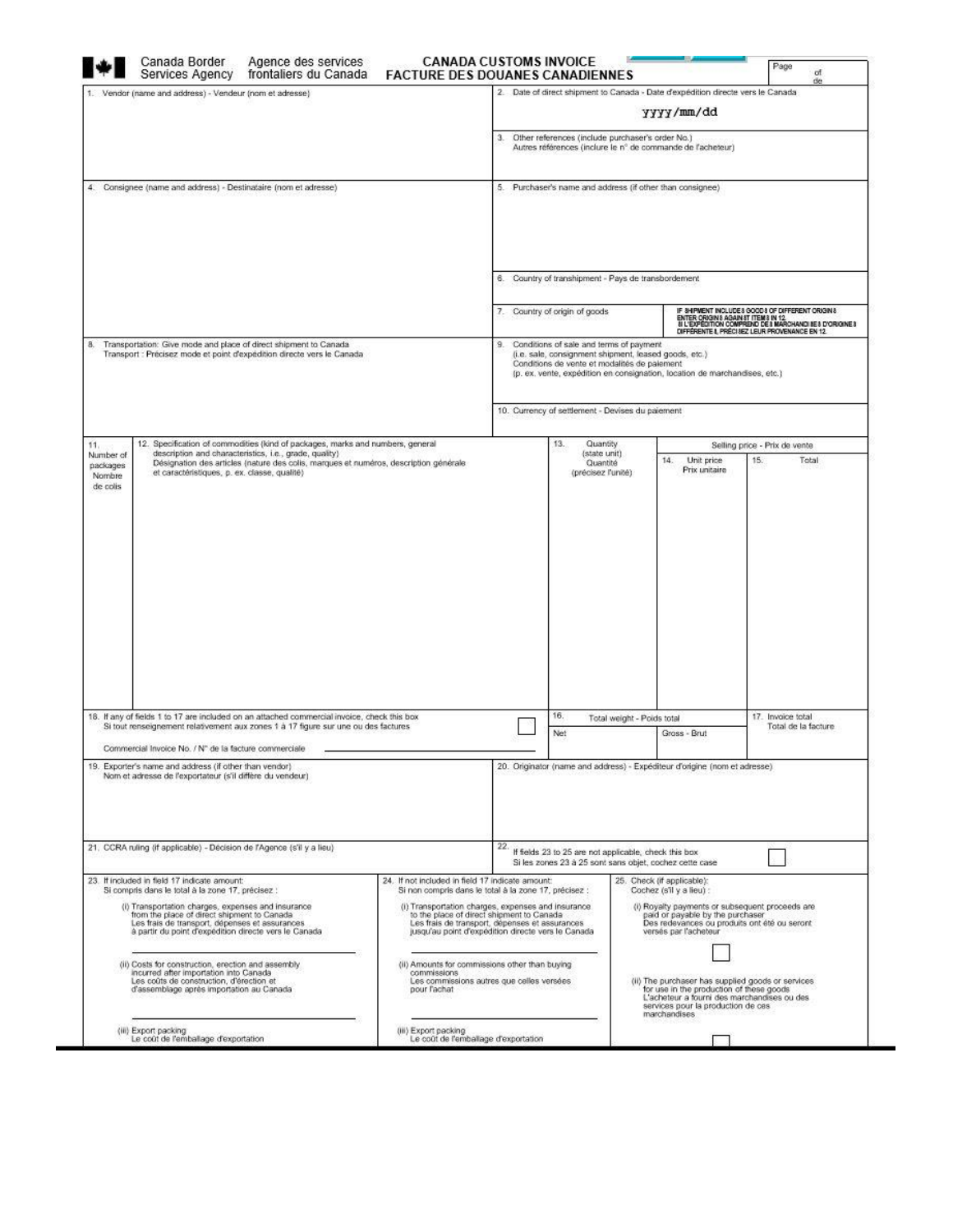Canada Border Services Agency — Agence des services frontaliers du Canada

# CANADA CUSTOMS INVOICE
# FACTURE DES DOUANES CANADIENNES

Page of / de

| | |
|---|---|
| 1. Vendor (name and address) - Vendeur (nom et adresse) | 2. Date of direct shipment to Canada - Date d'expédition directe vers le Canada<br>yyyy/mm/dd |
| | 3. Other references (include purchaser's order No.)<br>Autres références (inclure le n° de commande de l'acheteur) |
| 4. Consignee (name and address) - Destinataire (nom et adresse) | 5. Purchaser's name and address (if other than consignee) |
| | 6. Country of transhipment - Pays de transbordement |
| | 7. Country of origin of goods — IF SHIPMENT INCLUDES GOODS OF DIFFERENT ORIGINS ENTER ORIGINS AGAINST ITEMS IN 12. SI L'EXPÉDITION COMPREND DES MARCHANDISES D'ORIGINES DIFFÉRENTES, PRÉCISEZ LEUR PROVENANCE EN 12. |
| 8. Transportation: Give mode and place of direct shipment to Canada<br>Transport : Précisez mode et point d'expédition directe vers le Canada | 9. Conditions of sale and terms of payment (i.e. sale, consignment shipment, leased goods, etc.)<br>Conditions de vente et modalités de paiement (p. ex. vente, expédition en consignation, location de marchandises, etc.) |
| | 10. Currency of settlement - Devises du paiement |

| 11. Number of packages / Nombre de colis | 12. Specification of commodities (kind of packages, marks and numbers, general description and characteristics, i.e., grade, quality) / Désignation des articles (nature des colis, marques et numéros, description générale et caractéristiques, p. ex. classe, qualité) | 13. Quantity (state unit) / Quantité (précisez l'unité) | Selling price - Prix de vente | |
|---|---|---|---|---|
| | | | 14. Unit price / Prix unitaire | 15. Total |
| | | | | |

| | | | |
|---|---|---|---|
| 18. If any of fields 1 to 17 are included on an attached commercial invoice, check this box ☐<br>Si tout renseignement relativement aux zones 1 à 17 figure sur une ou des factures<br>Commercial Invoice No. / N° de la facture commerciale ________ | 16. Total weight - Poids total<br>Net | Gross - Brut | 17. Invoice total<br>Total de la facture |

| | |
|---|---|
| 19. Exporter's name and address (if other than vendor)<br>Nom et adresse de l'exportateur (s'il diffère du vendeur) | 20. Originator (name and address) - Expéditeur d'origine (nom et adresse) |
| 21. CCRA ruling (if applicable) - Décision de l'Agence (s'il y a lieu) | 22. If fields 23 to 25 are not applicable, check this box ☐<br>Si les zones 23 à 25 sont sans objet, cochez cette case |

| 23. If included in field 17 indicate amount:<br>Si compris dans le total à la zone 17, précisez : | 24. If not included in field 17 indicate amount:<br>Si non compris dans le total à la zone 17, précisez : | 25. Check (if applicable):<br>Cochez (s'il y a lieu) : |
|---|---|---|
| (i) Transportation charges, expenses and insurance from the place of direct shipment to Canada<br>Les frais de transport, dépenses et assurances à partir du point d'expédition directe vers le Canada<br>________ | (i) Transportation charges, expenses and insurance to the place of direct shipment to Canada<br>Les frais de transport, dépenses et assurances jusqu'au point d'expédition directe vers le Canada<br>________ | (i) Royalty payments or subsequent proceeds are paid or payable by the purchaser<br>Des redevances ou produits ont été ou seront versés par l'acheteur ☐ |
| (ii) Costs for construction, erection and assembly incurred after importation into Canada<br>Les coûts de construction, d'érection et d'assemblage après importation au Canada<br>________ | (ii) Amounts for commissions other than buying commissions<br>Les commissions autres que celles versées pour l'achat<br>________ | (ii) The purchaser has supplied goods or services for use in the production of these goods<br>L'acheteur a fourni des marchandises ou des services pour la production de ces marchandises ☐ |
| (iii) Export packing<br>Le coût de l'emballage d'exportation | (iii) Export packing<br>Le coût de l'emballage d'exportation | |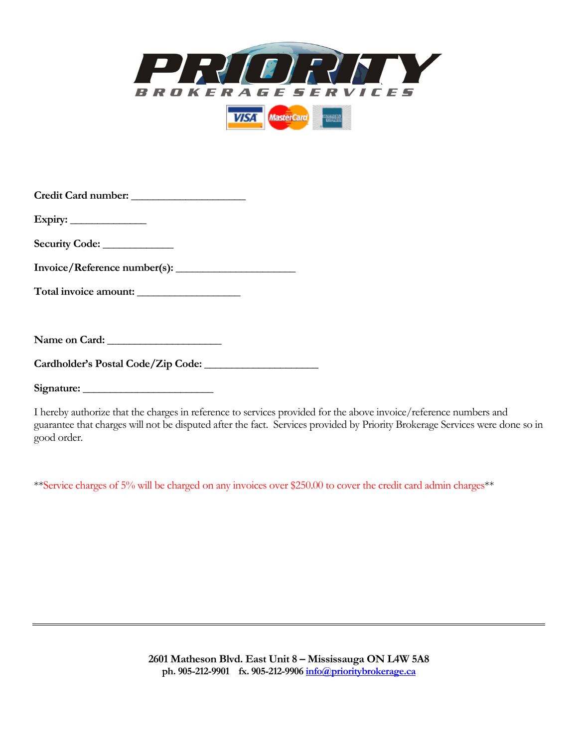# PRIORITY

BROKERAGE SERVICES

**Credit Card number:** ____________________

**Expiry:** _____________

**Security Code:** ____________

**Invoice/Reference number(s):** _____________________

**Total invoice amount:** __________________

**Name on Card:** ____________________

**Cardholder's Postal Code/Zip Code:** ____________________

**Signature:** _______________________

I hereby authorize that the charges in reference to services provided for the above invoice/reference numbers and guarantee that charges will not be disputed after the fact. Services provided by Priority Brokerage Services were done so in good order.

**Service charges of 5% will be charged on any invoices over $250.00 to cover the credit card admin charges**

---

**2601 Matheson Blvd. East Unit 8 – Mississauga ON L4W 5A8**
**ph. 905-212-9901 fx. 905-212-9906** info@prioritybrokerage.ca